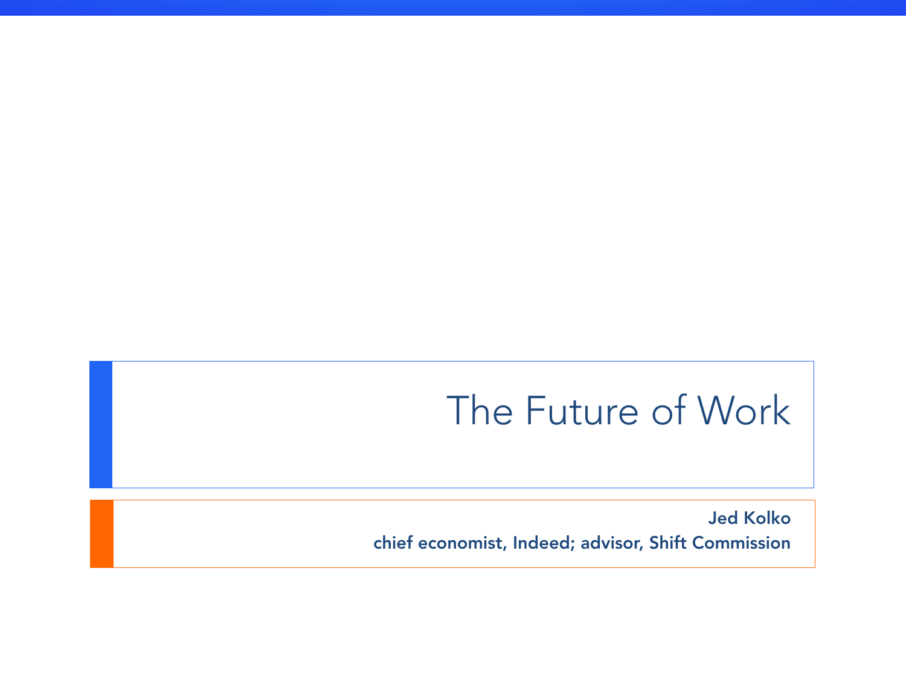# The Future of Work

**Jed Kolko**

**chief economist, Indeed; advisor, Shift Commission**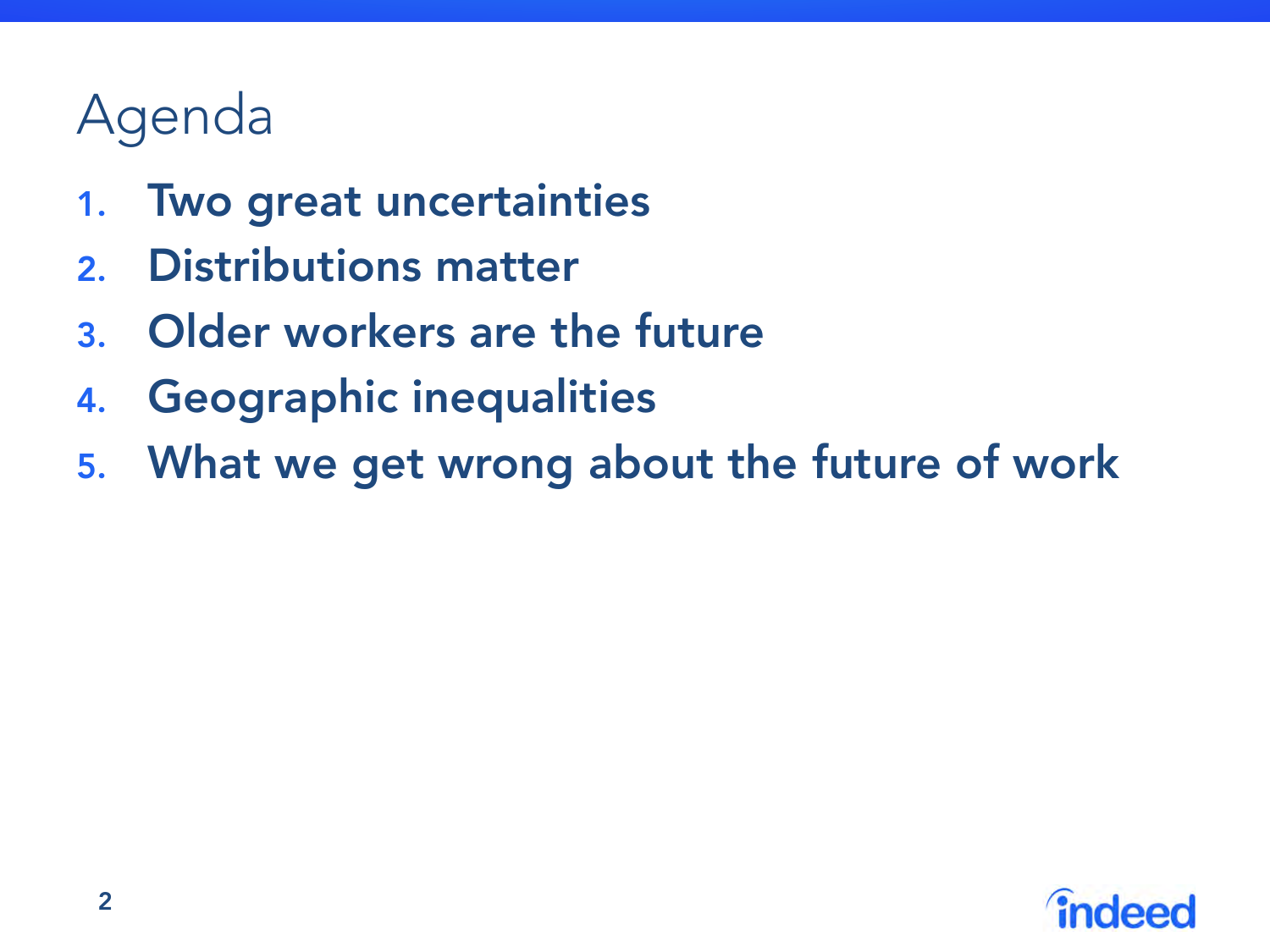# Agenda

1. **Two great uncertainties**
2. **Distributions matter**
3. **Older workers are the future**
4. **Geographic inequalities**
5. **What we get wrong about the future of work**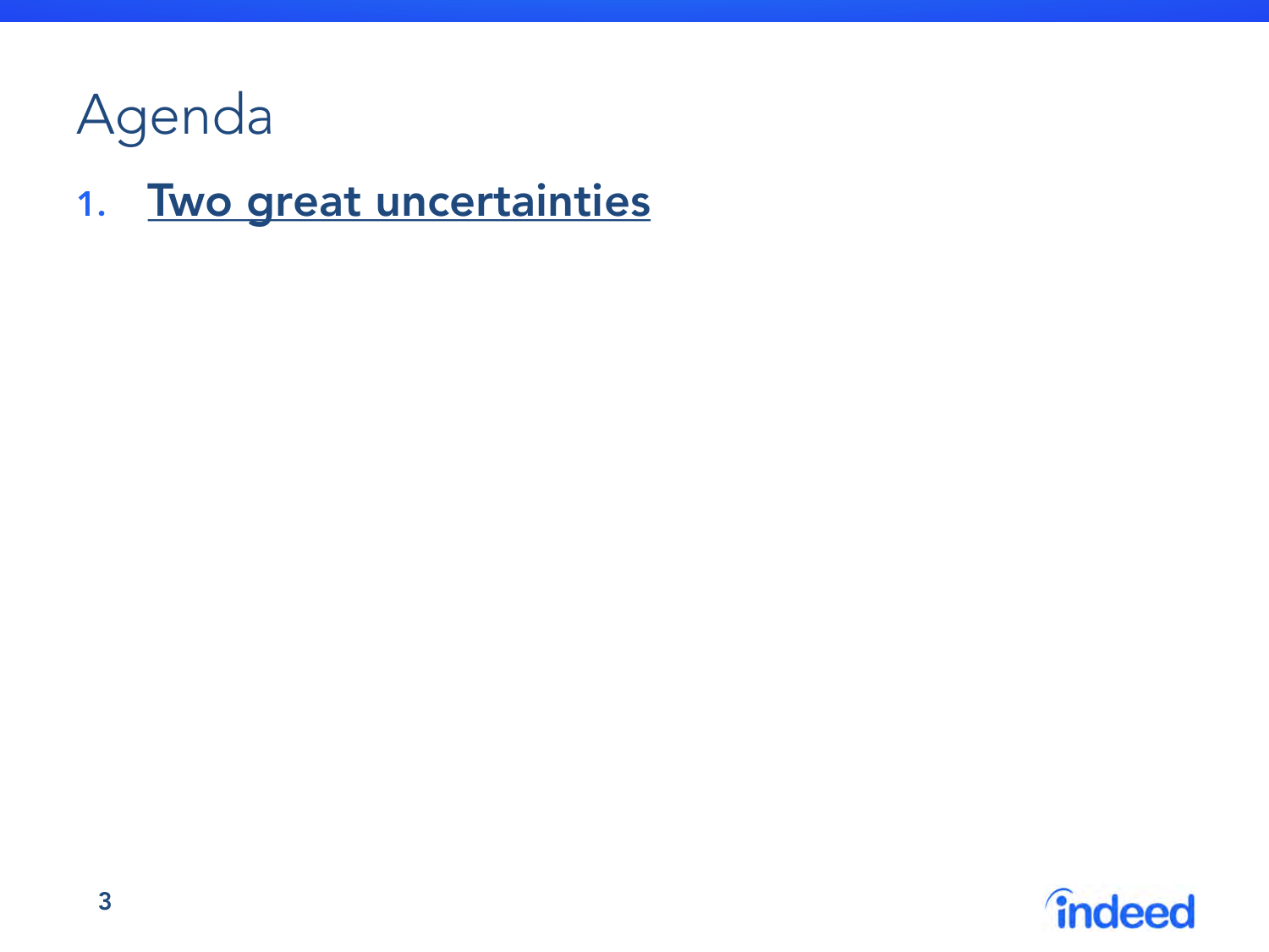# Agenda

1. **Two great uncertainties**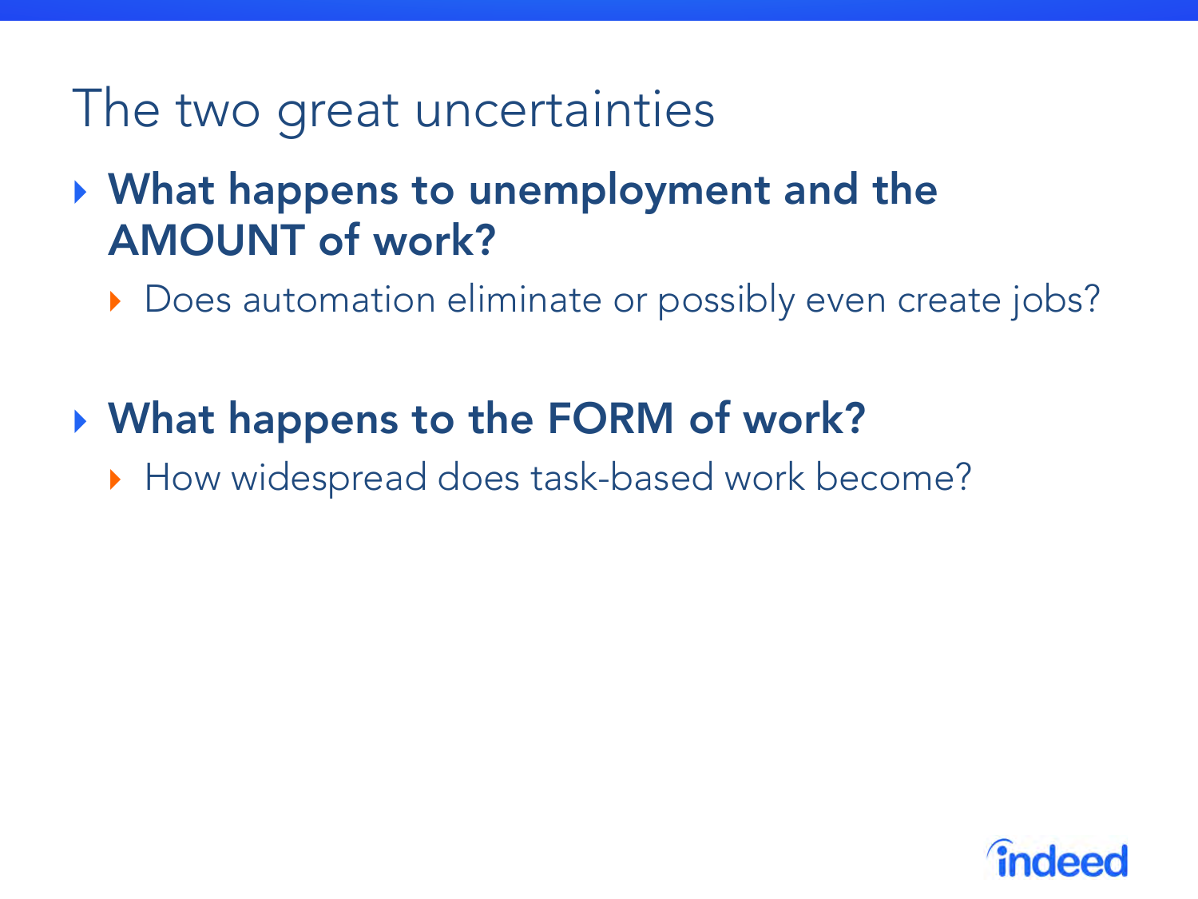# The two great uncertainties

- **What happens to unemployment and the AMOUNT of work?**
  - Does automation eliminate or possibly even create jobs?

- **What happens to the FORM of work?**
  - How widespread does task-based work become?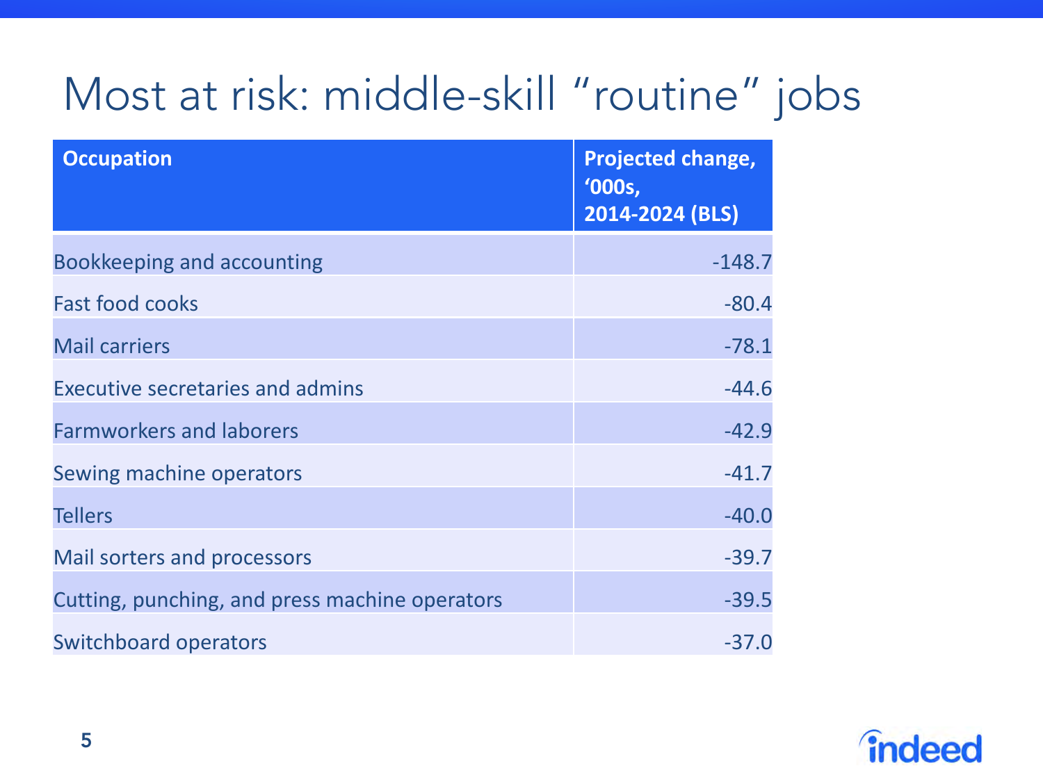# Most at risk: middle-skill "routine" jobs

| Occupation | Projected change, '000s, 2014-2024 (BLS) |
|---|---:|
| Bookkeeping and accounting | -148.7 |
| Fast food cooks | -80.4 |
| Mail carriers | -78.1 |
| Executive secretaries and admins | -44.6 |
| Farmworkers and laborers | -42.9 |
| Sewing machine operators | -41.7 |
| Tellers | -40.0 |
| Mail sorters and processors | -39.7 |
| Cutting, punching, and press machine operators | -39.5 |
| Switchboard operators | -37.0 |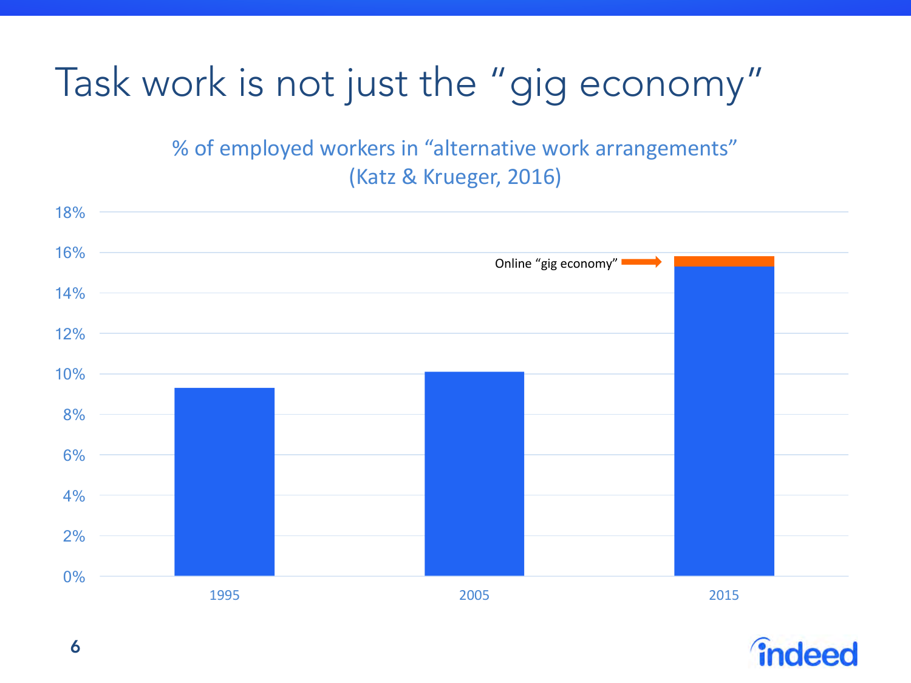# Task work is not just the "gig economy"

% of employed workers in "alternative work arrangements"
(Katz & Krueger, 2016)

| Year | % of employed workers |
| --- | --- |
| 1995 | ~9.3% |
| 2005 | ~10.1% |
| 2015 | ~15.8% (including Online "gig economy") |

Online "gig economy"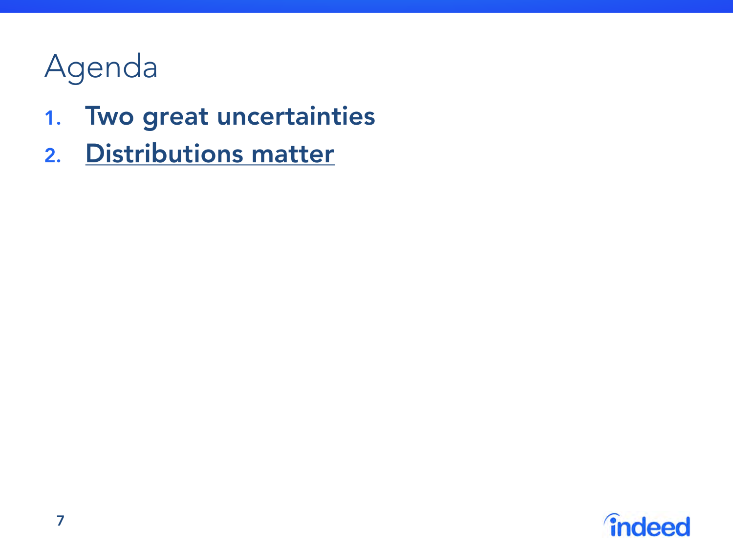# Agenda

1. **Two great uncertainties**
2. **Distributions matter**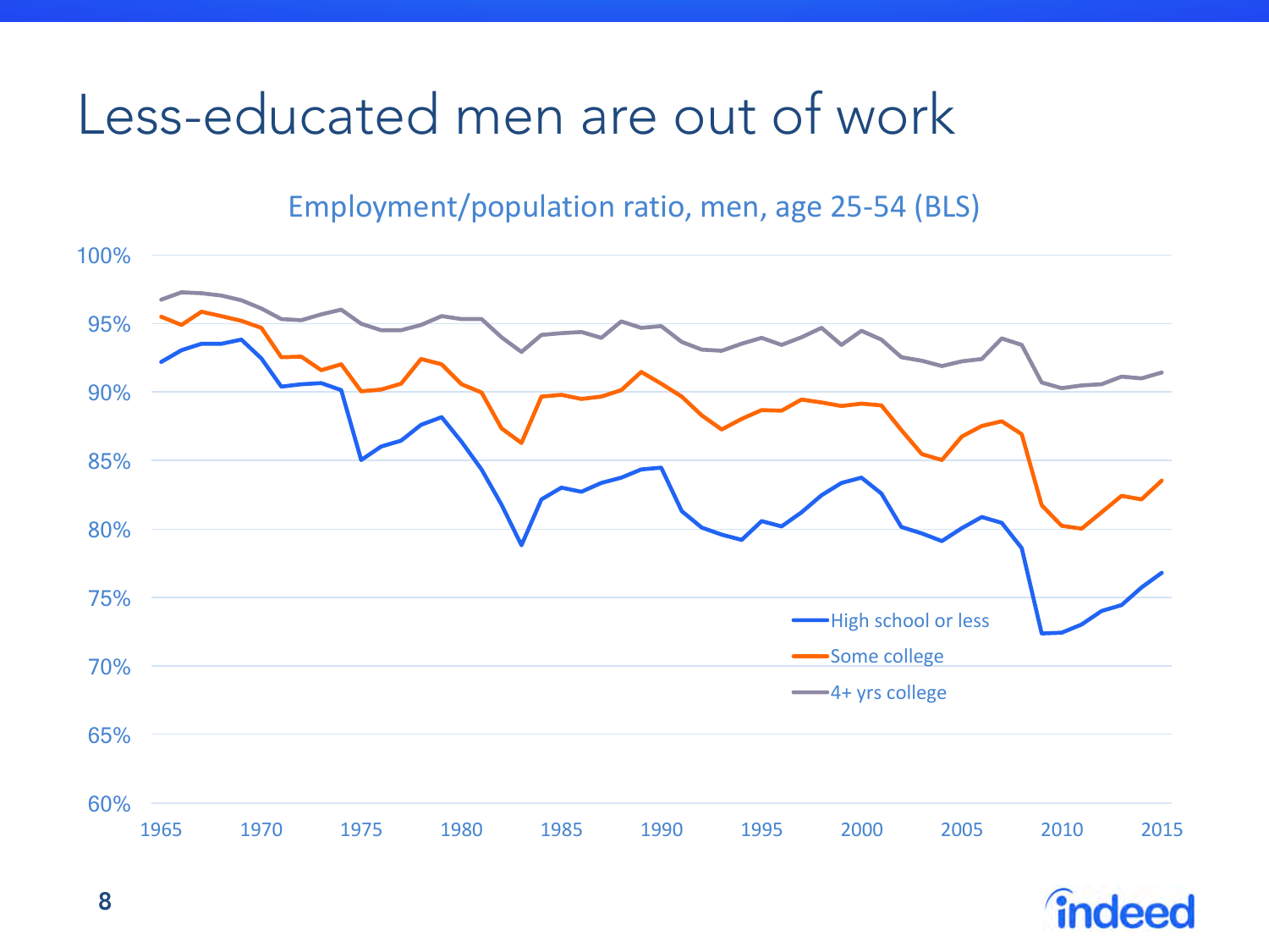# Less-educated men are out of work

Employment/population ratio, men, age 25-54 (BLS)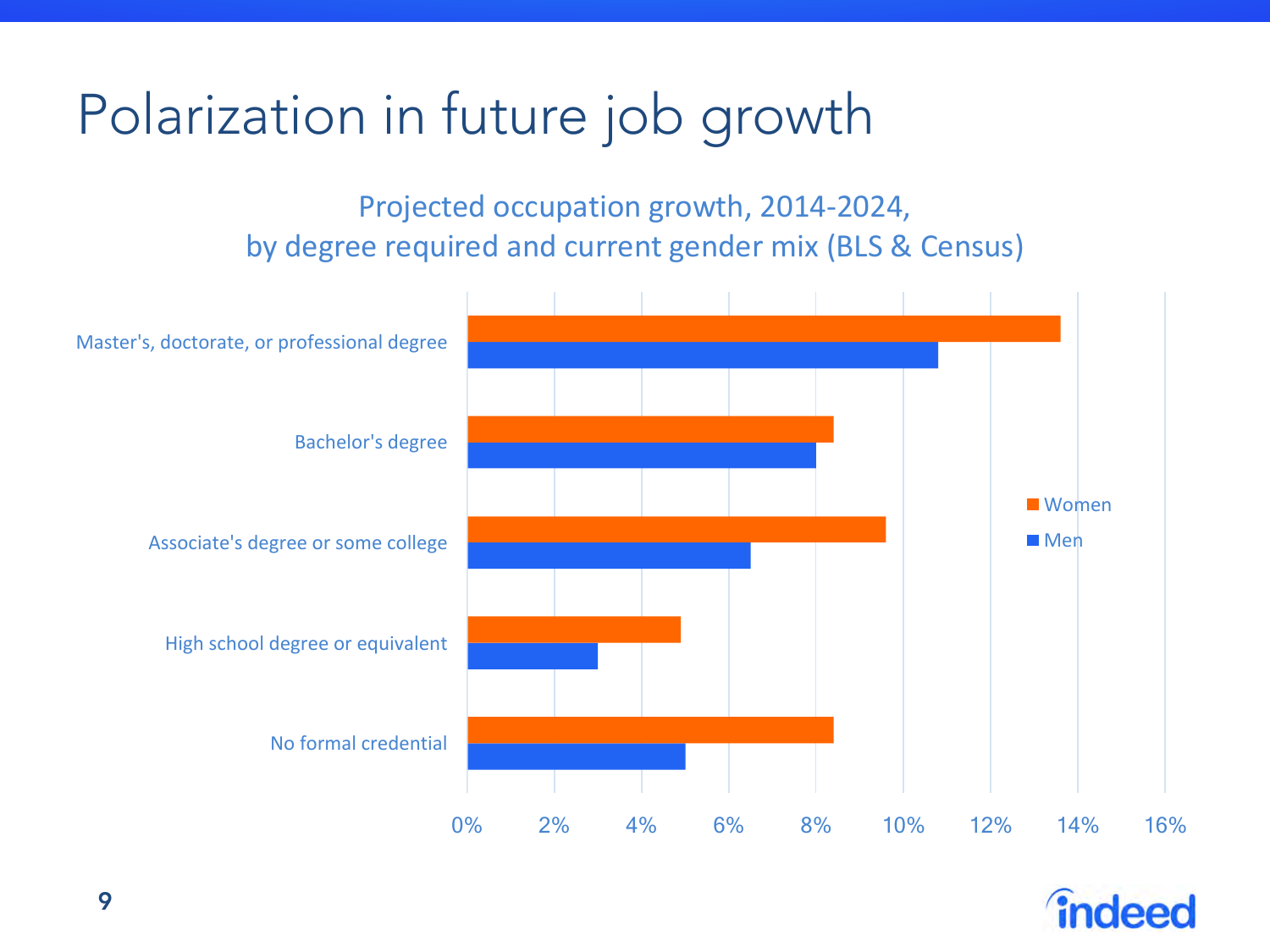# Polarization in future job growth

Projected occupation growth, 2014-2024, by degree required and current gender mix (BLS & Census)

| Degree required | Women | Men |
|---|---|---|
| Master's, doctorate, or professional degree | ~13.6% | ~10.8% |
| Bachelor's degree | ~8.4% | ~8.0% |
| Associate's degree or some college | ~9.6% | ~6.5% |
| High school degree or equivalent | ~4.9% | ~3.0% |
| No formal credential | ~8.4% | ~5.0% |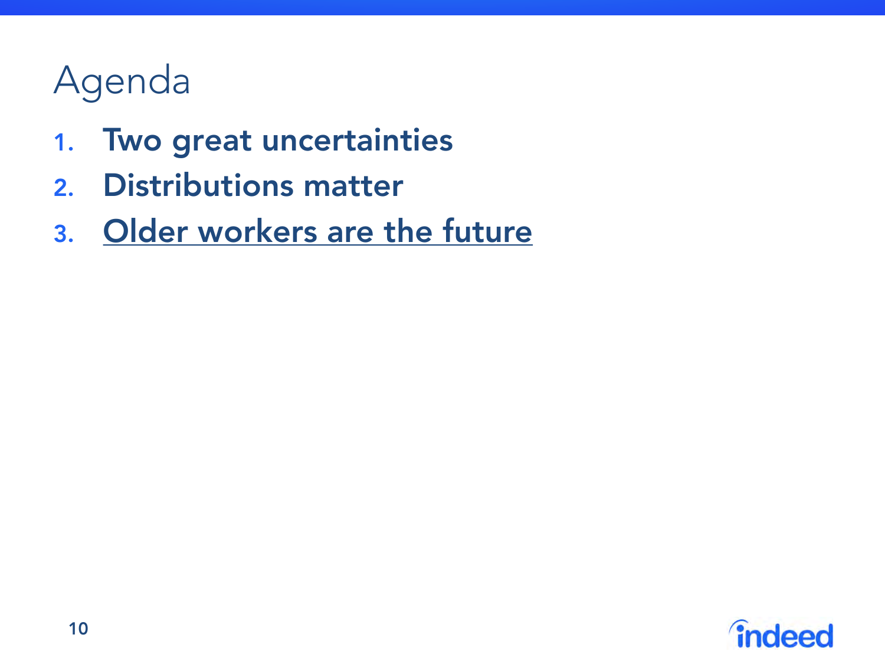# Agenda

1. **Two great uncertainties**
2. **Distributions matter**
3. **Older workers are the future**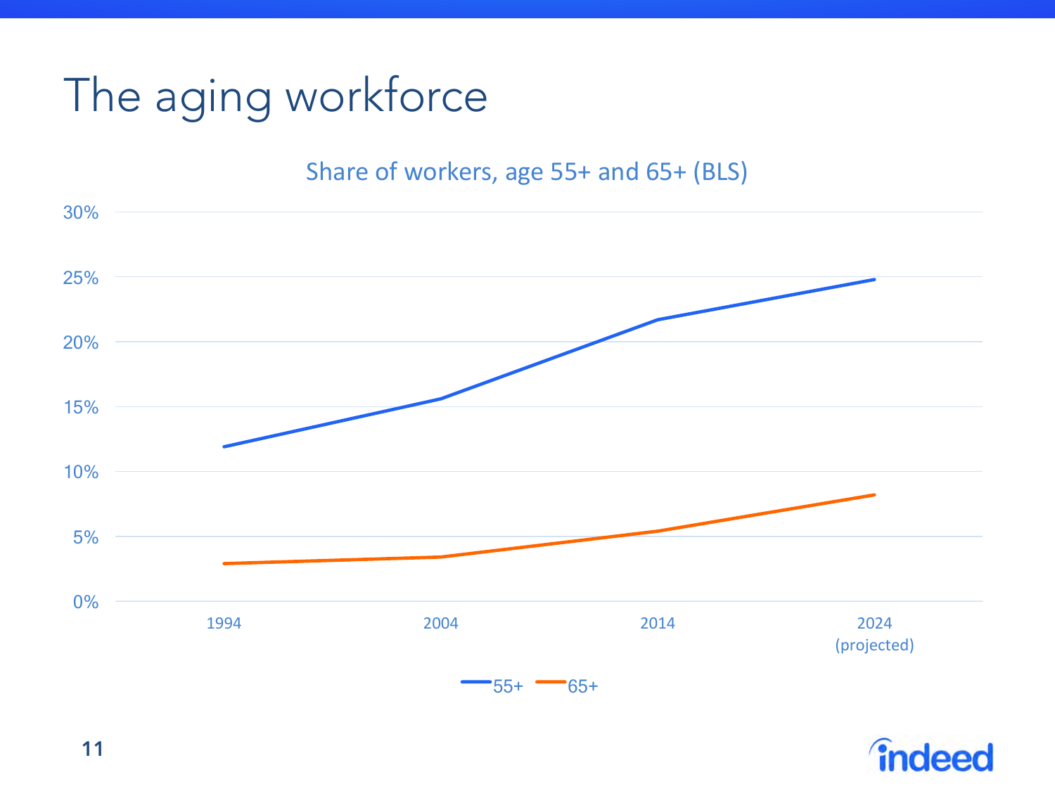# The aging workforce

Share of workers, age 55+ and 65+ (BLS)

30%
25%
20%
15%
10%
5%
0%

1994 2004 2014 2024 (projected)

55+ 65+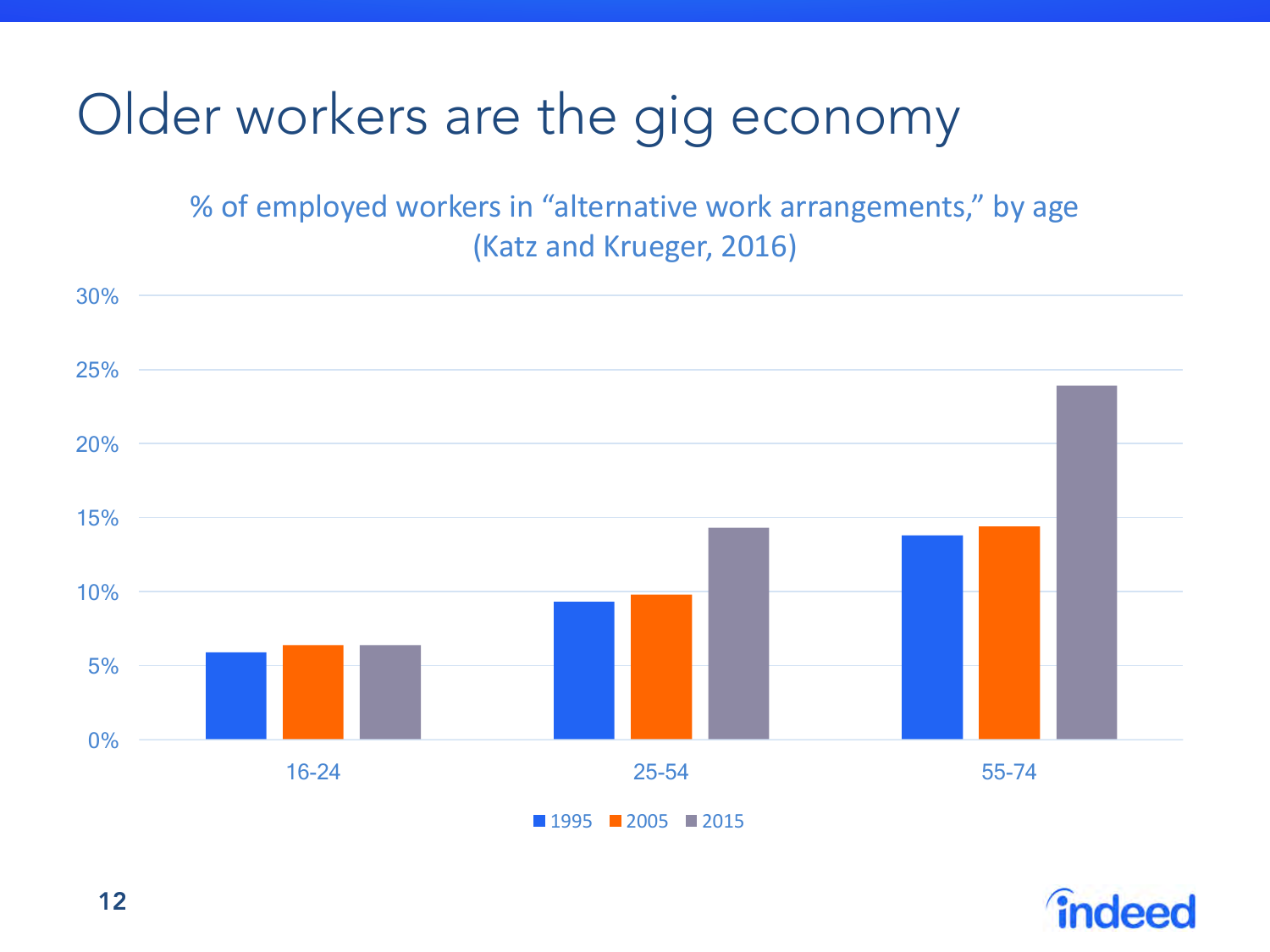# Older workers are the gig economy

% of employed workers in "alternative work arrangements," by age
(Katz and Krueger, 2016)

30%
25%
20%
15%
10%
5%
0%

16-24 25-54 55-74

1995 2005 2015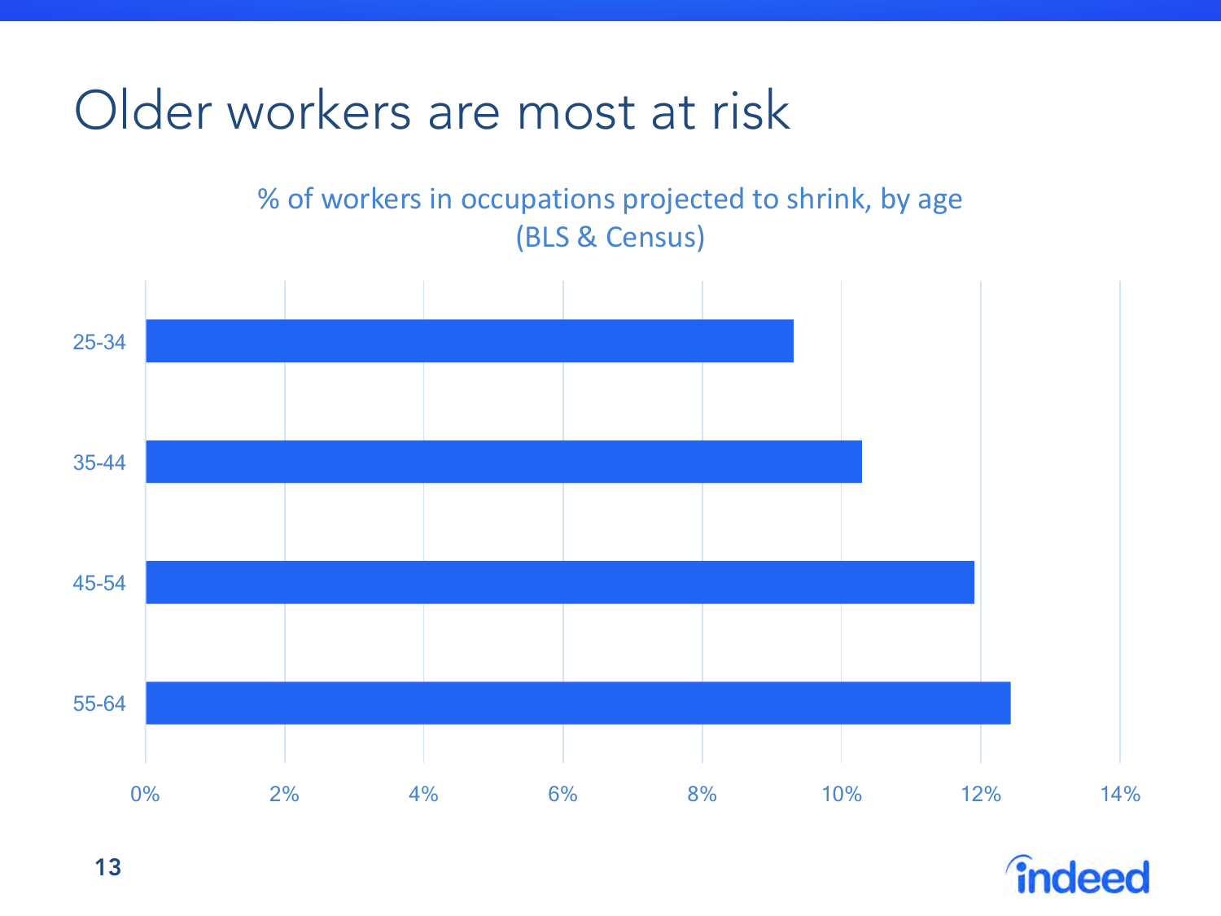# Older workers are most at risk

% of workers in occupations projected to shrink, by age
(BLS & Census)

| Age | % of workers |
|---|---|
| 25-34 | ~9.3% |
| 35-44 | ~10.3% |
| 45-54 | ~11.9% |
| 55-64 | ~12.4% |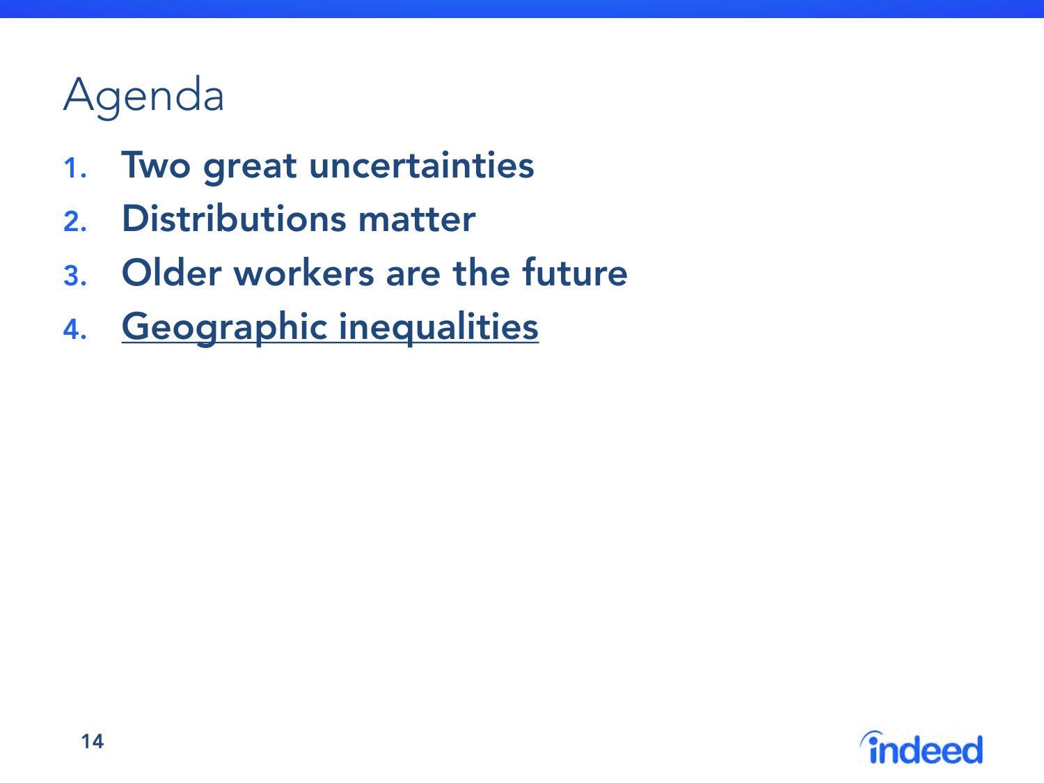# Agenda

1. **Two great uncertainties**
2. **Distributions matter**
3. **Older workers are the future**
4. **Geographic inequalities**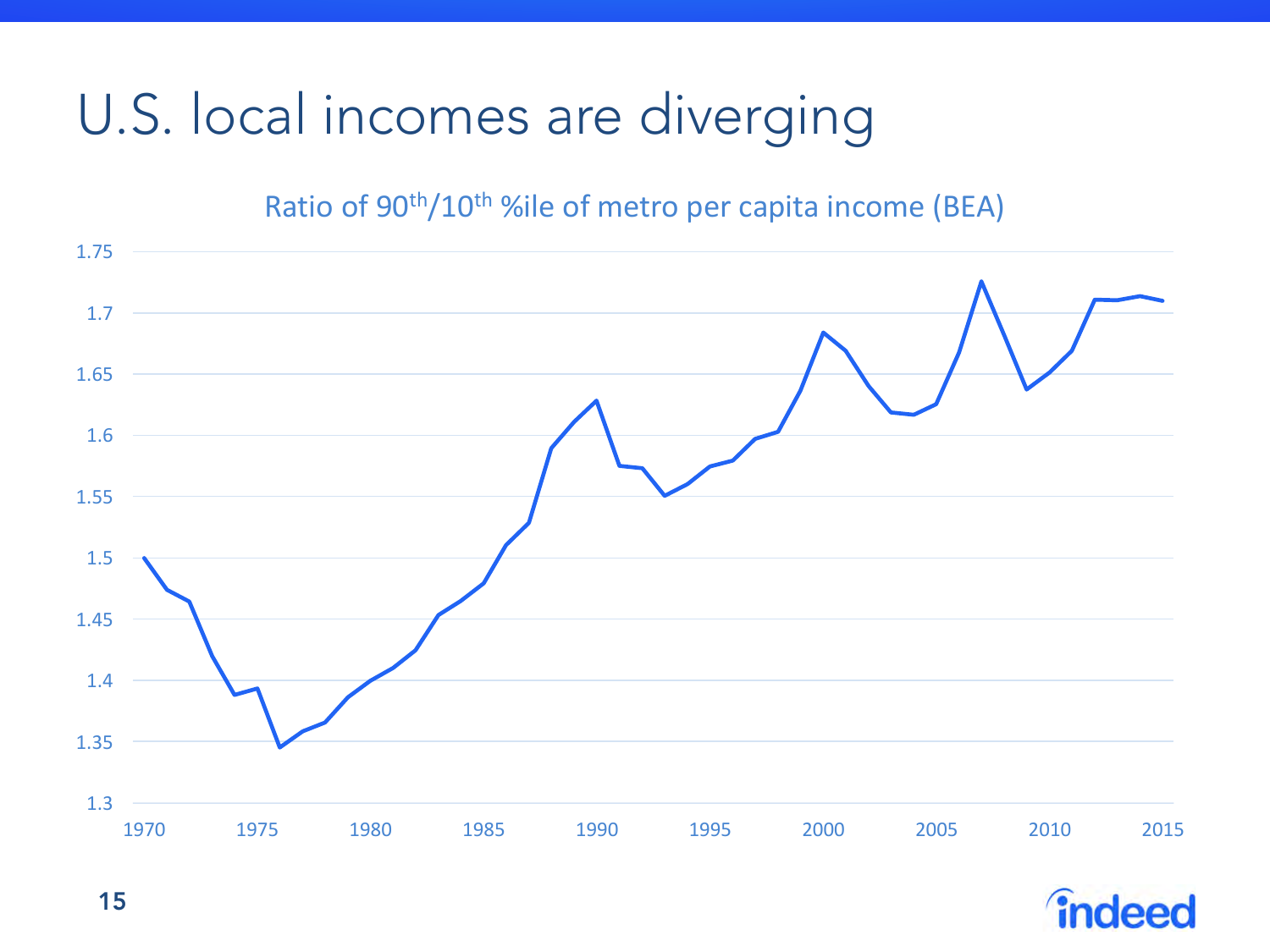# U.S. local incomes are diverging

Ratio of 90th/10th %ile of metro per capita income (BEA)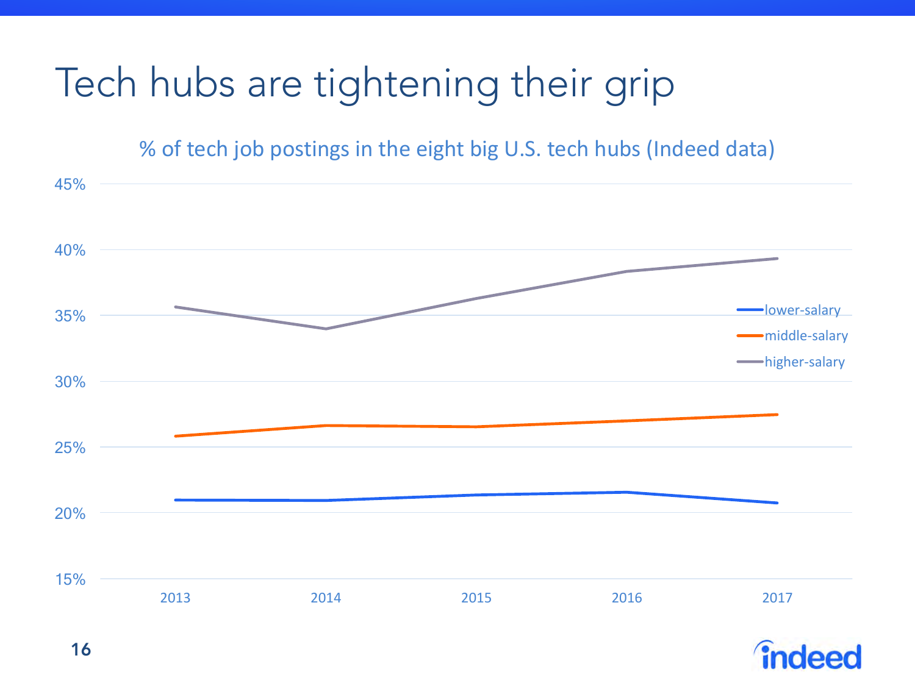# Tech hubs are tightening their grip

% of tech job postings in the eight big U.S. tech hubs (Indeed data)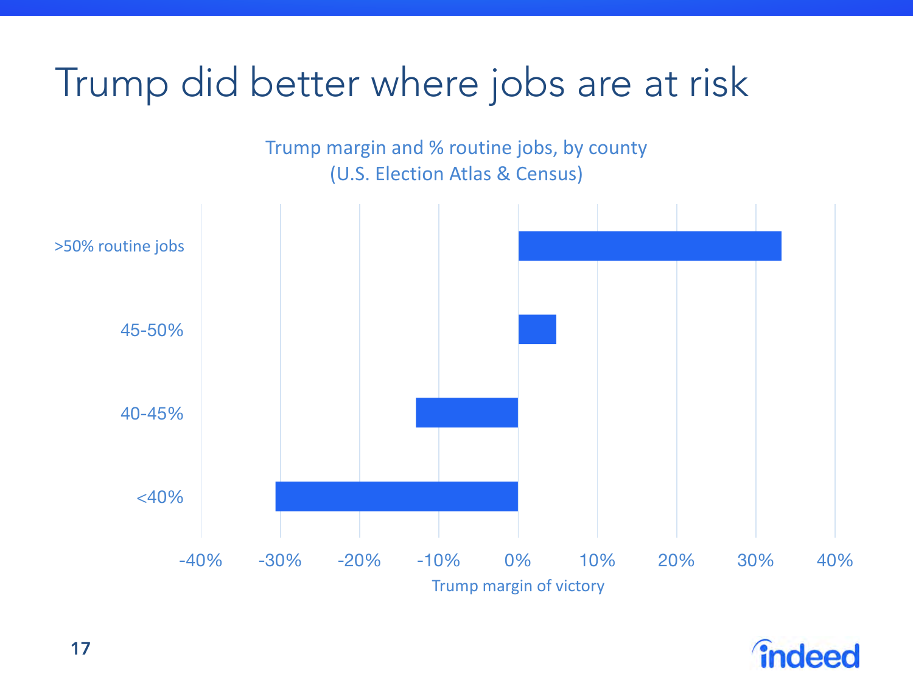# Trump did better where jobs are at risk

Trump margin and % routine jobs, by county
(U.S. Election Atlas & Census)

| Share of routine jobs | Trump margin of victory |
| --- | --- |
| >50% routine jobs | ~33% |
| 45-50% | ~5% |
| 40-45% | ~-13% |
| <40% | ~-31% |

Trump margin of victory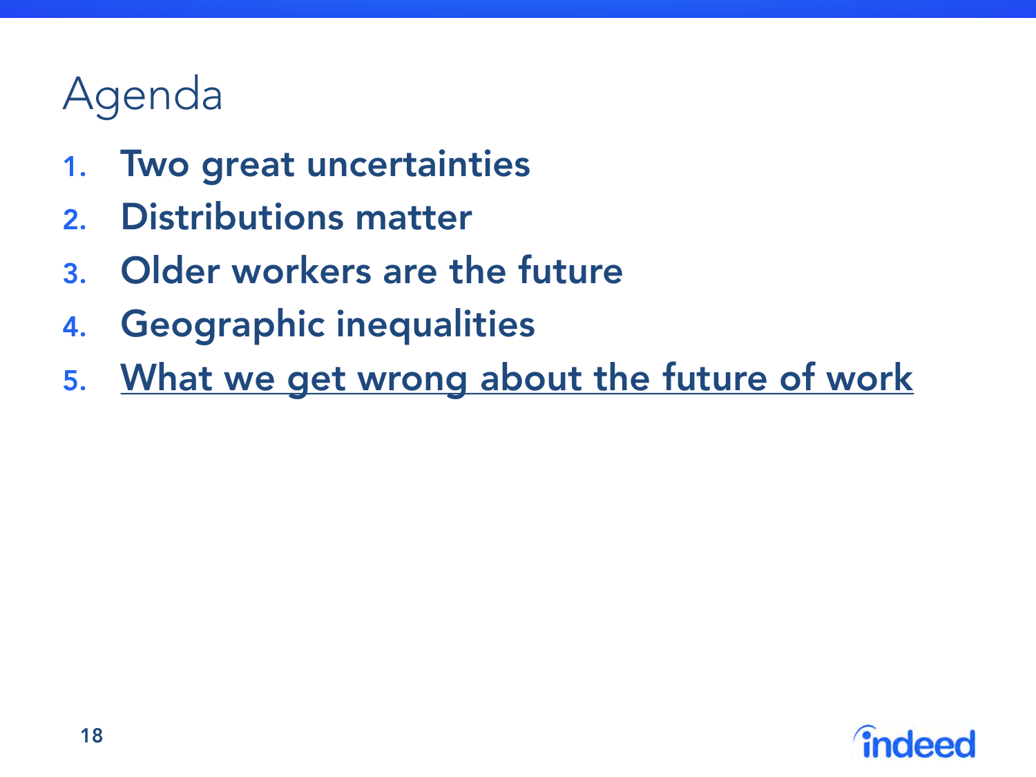# Agenda

1. **Two great uncertainties**
2. **Distributions matter**
3. **Older workers are the future**
4. **Geographic inequalities**
5. **What we get wrong about the future of work**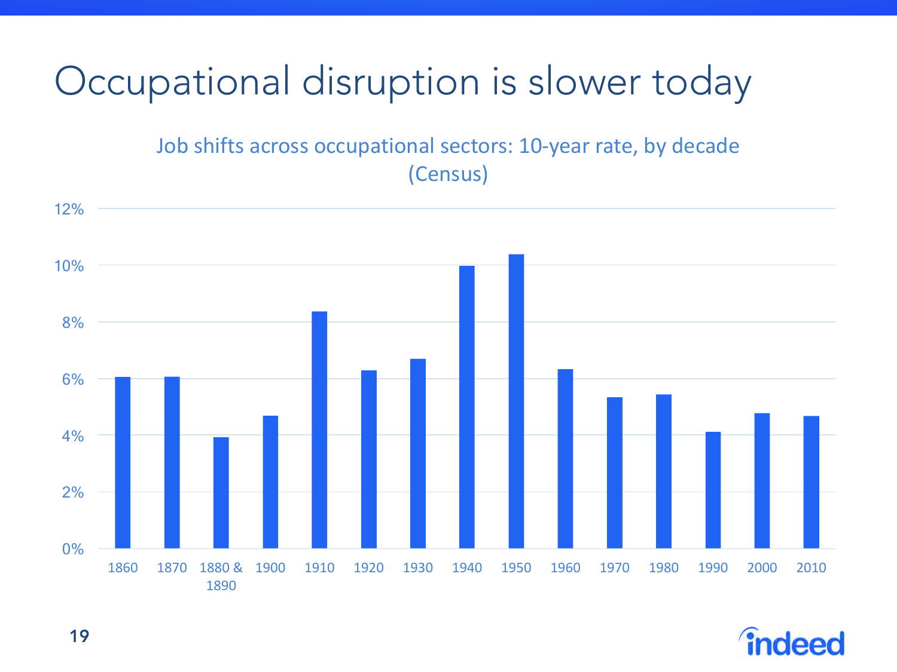# Occupational disruption is slower today

Job shifts across occupational sectors: 10-year rate, by decade (Census)

| Decade | Rate |
|---|---|
| 1860 | ~6.1% |
| 1870 | ~6.1% |
| 1880 & 1890 | ~3.9% |
| 1900 | ~4.7% |
| 1910 | ~8.4% |
| 1920 | ~6.3% |
| 1930 | ~6.7% |
| 1940 | ~10.0% |
| 1950 | ~10.4% |
| 1960 | ~6.3% |
| 1970 | ~5.3% |
| 1980 | ~5.4% |
| 1990 | ~4.1% |
| 2000 | ~4.8% |
| 2010 | ~4.7% |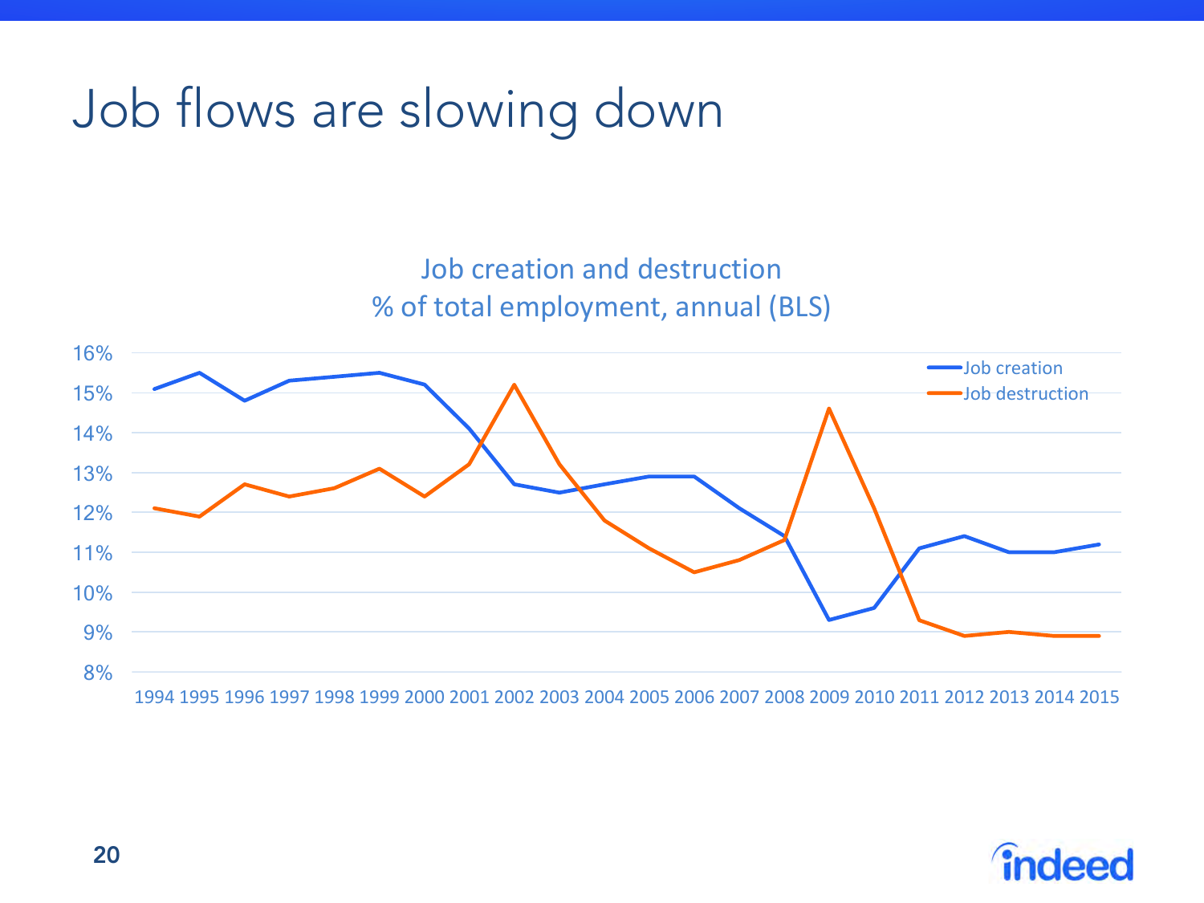# Job flows are slowing down

Job creation and destruction
% of total employment, annual (BLS)

| Year | Job creation | Job destruction |
| --- | --- | --- |
| 1994 | 15.1% | 12.1% |
| 1995 | 15.5% | 11.9% |
| 1996 | 14.8% | 12.7% |
| 1997 | 15.3% | 12.4% |
| 1998 | 15.4% | 12.6% |
| 1999 | 15.5% | 13.1% |
| 2000 | 15.2% | 12.4% |
| 2001 | 14.1% | 13.2% |
| 2002 | 12.7% | 15.2% |
| 2003 | 12.5% | 13.2% |
| 2004 | 12.7% | 11.8% |
| 2005 | 12.9% | 11.1% |
| 2006 | 12.9% | 10.5% |
| 2007 | 12.1% | 10.8% |
| 2008 | 11.4% | 11.3% |
| 2009 | 9.3% | 14.6% |
| 2010 | 9.6% | 12.1% |
| 2011 | 11.1% | 9.3% |
| 2012 | 11.4% | 8.9% |
| 2013 | 11.0% | 9.0% |
| 2014 | 11.0% | 8.9% |
| 2015 | 11.2% | 8.9% |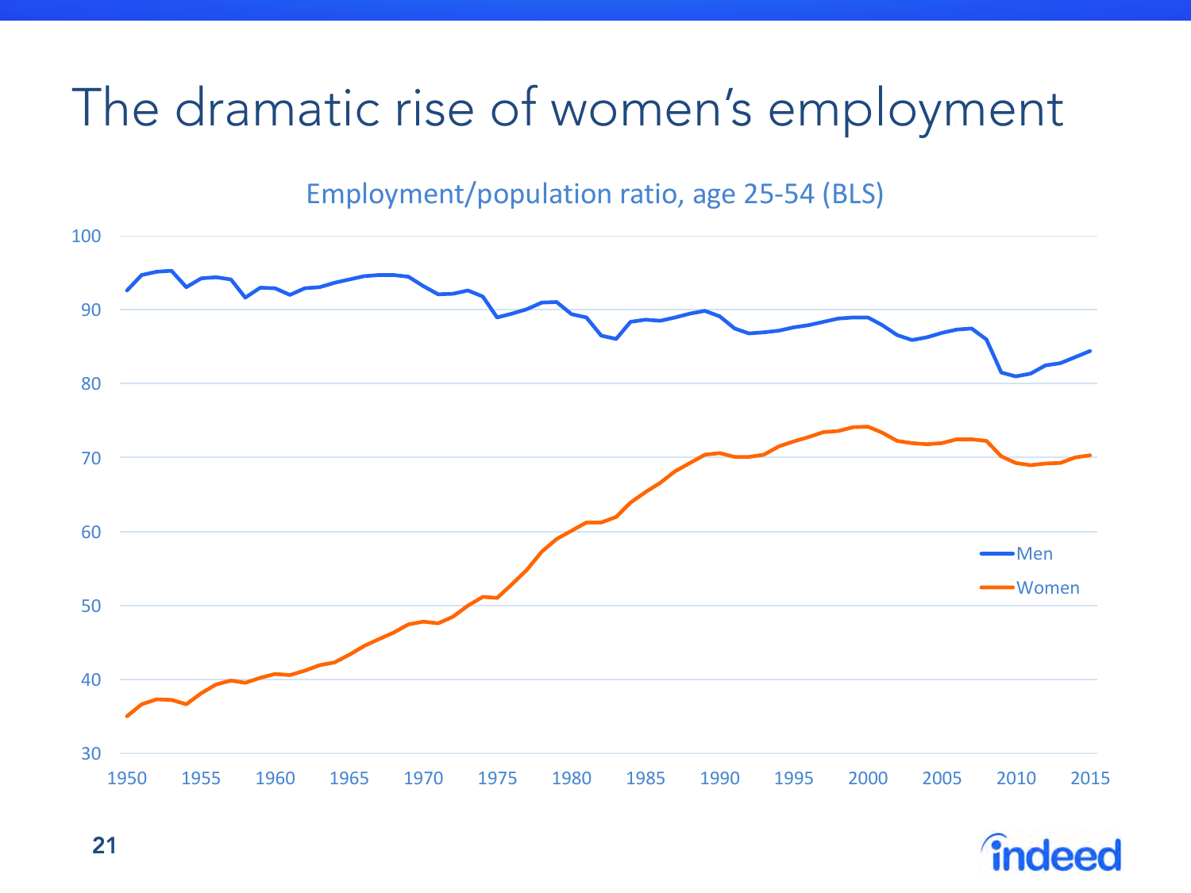# The dramatic rise of women's employment

Employment/population ratio, age 25-54 (BLS)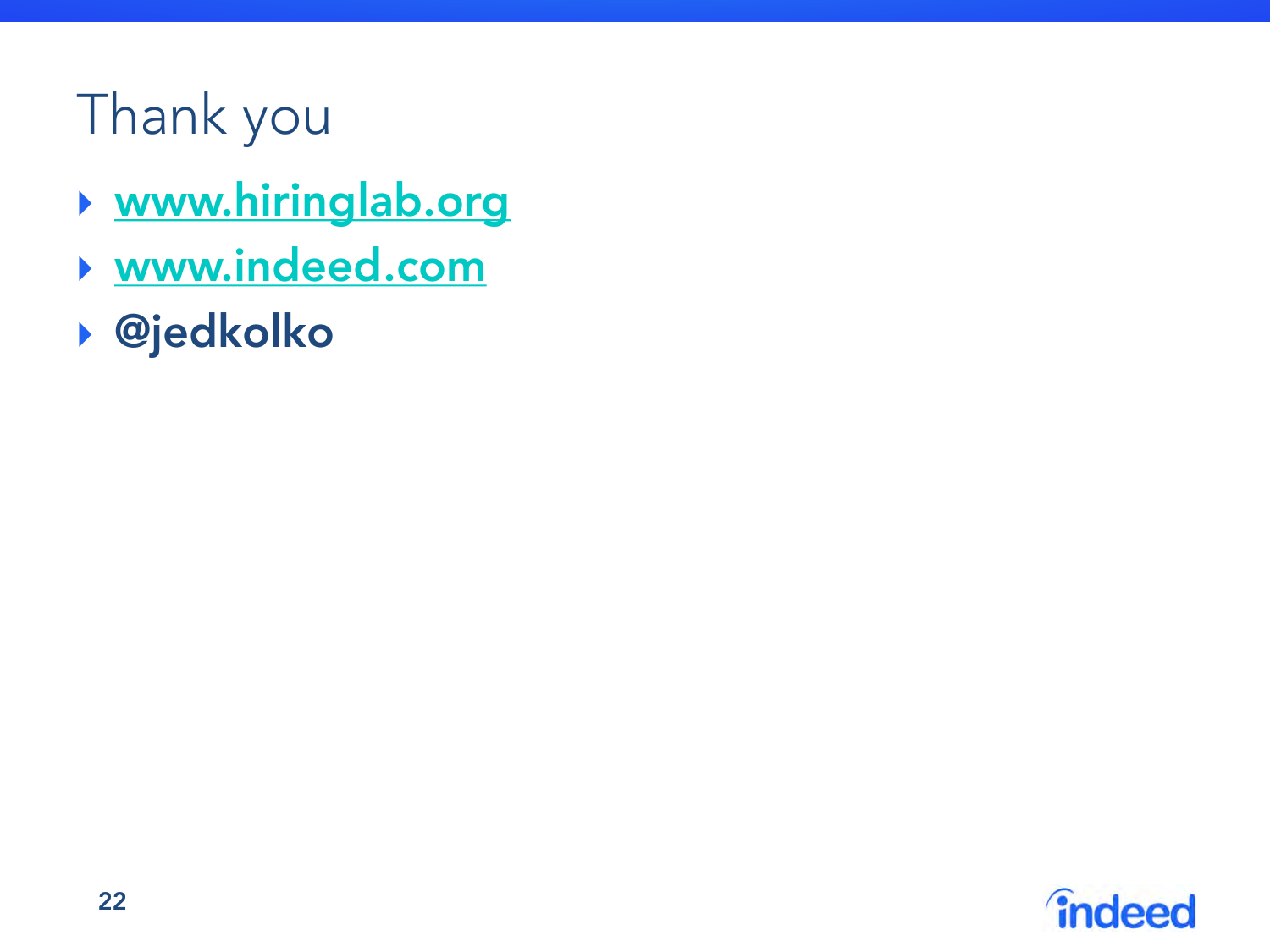# Thank you

- [www.hiringlab.org](http://www.hiringlab.org)
- [www.indeed.com](http://www.indeed.com)
- **@jedkolko**